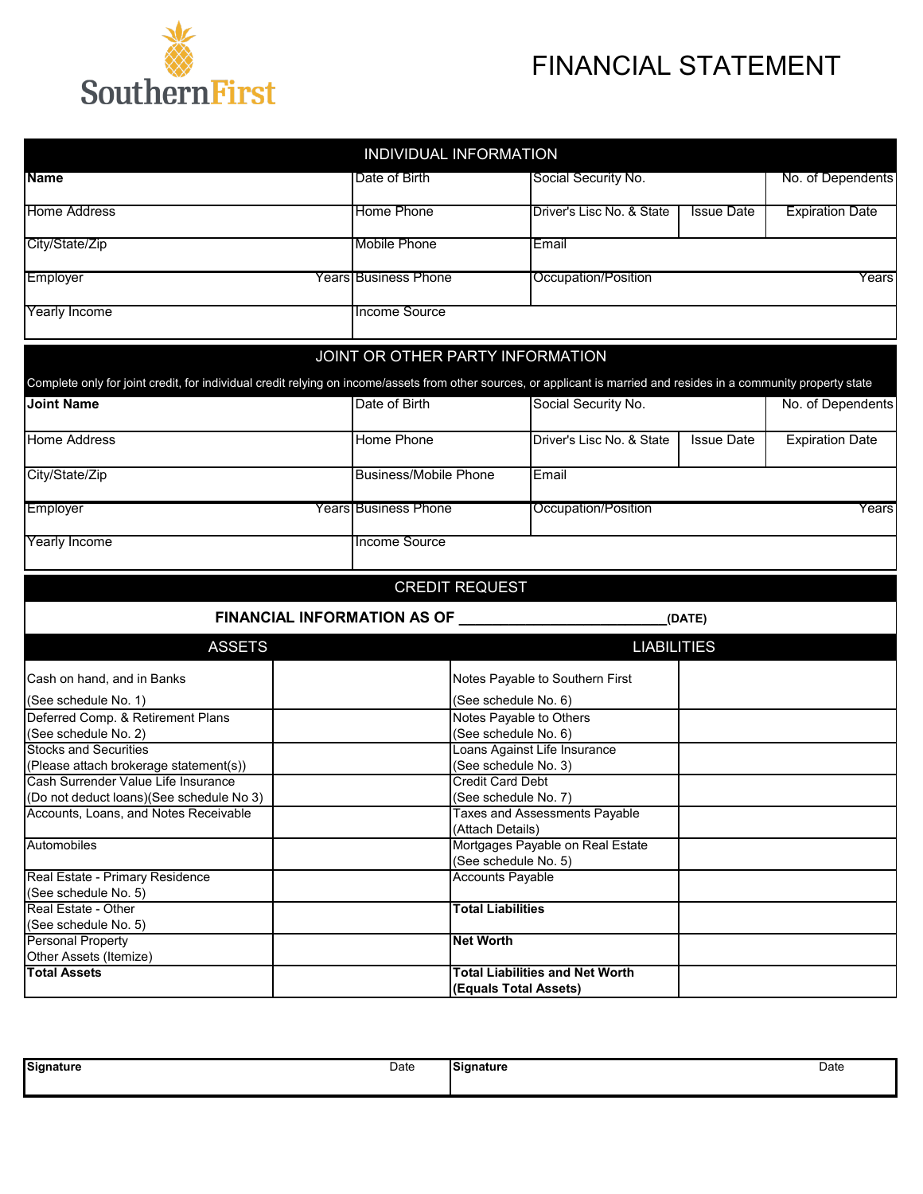SouthernFirst

# FINANCIAL STATEMENT

## INDIVIDUAL INFORMATION

| Name | Date of Birth | Social Security No. | | No. of Dependents |
|---|---|---|---|---|
| Home Address | Home Phone | Driver's Lisc No. & State | Issue Date | Expiration Date |
| City/State/Zip | Mobile Phone | Email | | |
| Employer Years | Business Phone | Occupation/Position Years | | |
| Yearly Income | Income Source | | | |

## JOINT OR OTHER PARTY INFORMATION

Complete only for joint credit, for individual credit relying on income/assets from other sources, or applicant is married and resides in a community property state

| Joint Name | Date of Birth | Social Security No. | | No. of Dependents |
|---|---|---|---|---|
| Home Address | Home Phone | Driver's Lisc No. & State | Issue Date | Expiration Date |
| City/State/Zip | Business/Mobile Phone | Email | | |
| Employer Years | Business Phone | Occupation/Position Years | | |
| Yearly Income | Income Source | | | |

## CREDIT REQUEST

**FINANCIAL INFORMATION AS OF ___________________________(DATE)**

| ASSETS | | LIABILITIES | |
|---|---|---|---|
| Cash on hand, and in Banks (See schedule No. 1) | | Notes Payable to Southern First (See schedule No. 6) | |
| Deferred Comp. & Retirement Plans (See schedule No. 2) | | Notes Payable to Others (See schedule No. 6) | |
| Stocks and Securities (Please attach brokerage statement(s)) | | Loans Against Life Insurance (See schedule No. 3) | |
| Cash Surrender Value Life Insurance (Do not deduct loans)(See schedule No 3) | | Credit Card Debt (See schedule No. 7) | |
| Accounts, Loans, and Notes Receivable | | Taxes and Assessments Payable (Attach Details) | |
| Automobiles | | Mortgages Payable on Real Estate (See schedule No. 5) | |
| Real Estate - Primary Residence (See schedule No. 5) | | Accounts Payable | |
| Real Estate - Other (See schedule No. 5) | | **Total Liabilities** | |
| Personal Property Other Assets (Itemize) | | **Net Worth** | |
| **Total Assets** | | **Total Liabilities and Net Worth (Equals Total Assets)** | |

| **Signature** | Date | **Signature** | Date |
|---|---|---|---|
| | | | |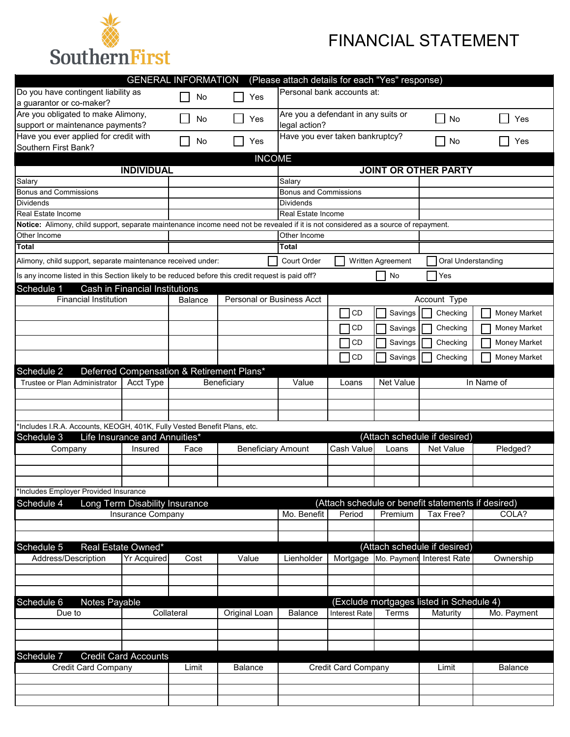SouthernFirst

# FINANCIAL STATEMENT

## GENERAL INFORMATION (Please attach details for each "Yes" response)

| | | | | | |
|---|---|---|---|---|---|
| Do you have contingent liability as a guarantor or co-maker? | ☐ No | ☐ Yes | Personal bank accounts at: | | |
| Are you obligated to make Alimony, support or maintenance payments? | ☐ No | ☐ Yes | Are you a defendant in any suits or legal action? | ☐ No | ☐ Yes |
| Have you ever applied for credit with Southern First Bank? | ☐ No | ☐ Yes | Have you ever taken bankruptcy? | ☐ No | ☐ Yes |

## INCOME

| INDIVIDUAL | | JOINT OR OTHER PARTY | |
|---|---|---|---|
| Salary | | Salary | |
| Bonus and Commissions | | Bonus and Commissions | |
| Dividends | | Dividends | |
| Real Estate Income | | Real Estate Income | |
| **Notice:** Alimony, child support, separate maintenance income need not be revealed if it is not considered as a source of repayment. | | | |
| Other Income | | Other Income | |
| **Total** | | **Total** | |

Alimony, child support, separate maintenance received under: ☐ Court Order ☐ Written Agreement ☐ Oral Understanding

Is any income listed in this Section likely to be reduced before this credit request is paid off? ☐ No ☐ Yes

## Schedule 1 Cash in Financial Institutions

| Financial Institution | Balance | Personal or Business Acct | Account Type | | | |
|---|---|---|---|---|---|---|
| | | | ☐ CD | ☐ Savings | ☐ Checking | ☐ Money Market |
| | | | ☐ CD | ☐ Savings | ☐ Checking | ☐ Money Market |
| | | | ☐ CD | ☐ Savings | ☐ Checking | ☐ Money Market |
| | | | ☐ CD | ☐ Savings | ☐ Checking | ☐ Money Market |

## Schedule 2 Deferred Compensation & Retirement Plans*

| Trustee or Plan Administrator | Acct Type | Beneficiary | Value | Loans | Net Value | In Name of |
|---|---|---|---|---|---|---|
| | | | | | | |
| | | | | | | |
| | | | | | | |

*Includes I.R.A. Accounts, KEOGH, 401K, Fully Vested Benefit Plans, etc.

## Schedule 3 Life Insurance and Annuities* (Attach schedule if desired)

| Company | Insured | Face | Beneficiary Amount | Cash Value | Loans | Net Value | Pledged? |
|---|---|---|---|---|---|---|---|
| | | | | | | | |
| | | | | | | | |
| | | | | | | | |

*Includes Employer Provided Insurance

## Schedule 4 Long Term Disability Insurance (Attach schedule or benefit statements if desired)

| Insurance Company | Mo. Benefit | Period | Premium | Tax Free? | COLA? |
|---|---|---|---|---|---|
| | | | | | |
| | | | | | |

## Schedule 5 Real Estate Owned* (Attach schedule if desired)

| Address/Description | Yr Acquired | Cost | Value | Lienholder | Mortgage | Mo. Payment | Interest Rate | Ownership |
|---|---|---|---|---|---|---|---|---|
| | | | | | | | | |
| | | | | | | | | |
| | | | | | | | | |

## Schedule 6 Notes Payable (Exclude mortgages listed in Schedule 4)

| Due to | Collateral | Original Loan | Balance | Interest Rate | Terms | Maturity | Mo. Payment |
|---|---|---|---|---|---|---|---|
| | | | | | | | |
| | | | | | | | |
| | | | | | | | |

## Schedule 7 Credit Card Accounts

| Credit Card Company | Limit | Balance | Credit Card Company | Limit | Balance |
|---|---|---|---|---|---|
| | | | | | |
| | | | | | |
| | | | | | |